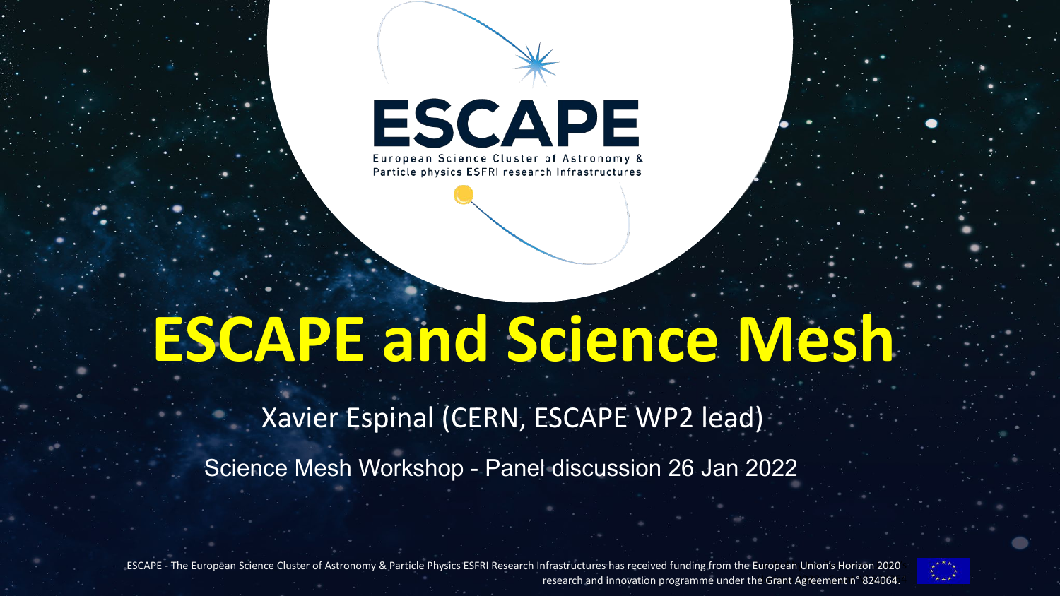# ESCAPE

European Science Cluster of Astronomy & Particle physics ESFRI research Infrastructures

# ESCAPE and Science Mesh

Xavier Espinal (CERN, ESCAPE WP2 lead)

Science Mesh Workshop - Panel discussion 26 Jan 2022

ESCAPE - The European Science Cluster of Astronomy & Particle Physics ESFRI Research Infrastructures has received funding from the European Union's Horizon 2020 research and innovation programme under the Grant Agreement n° 824064.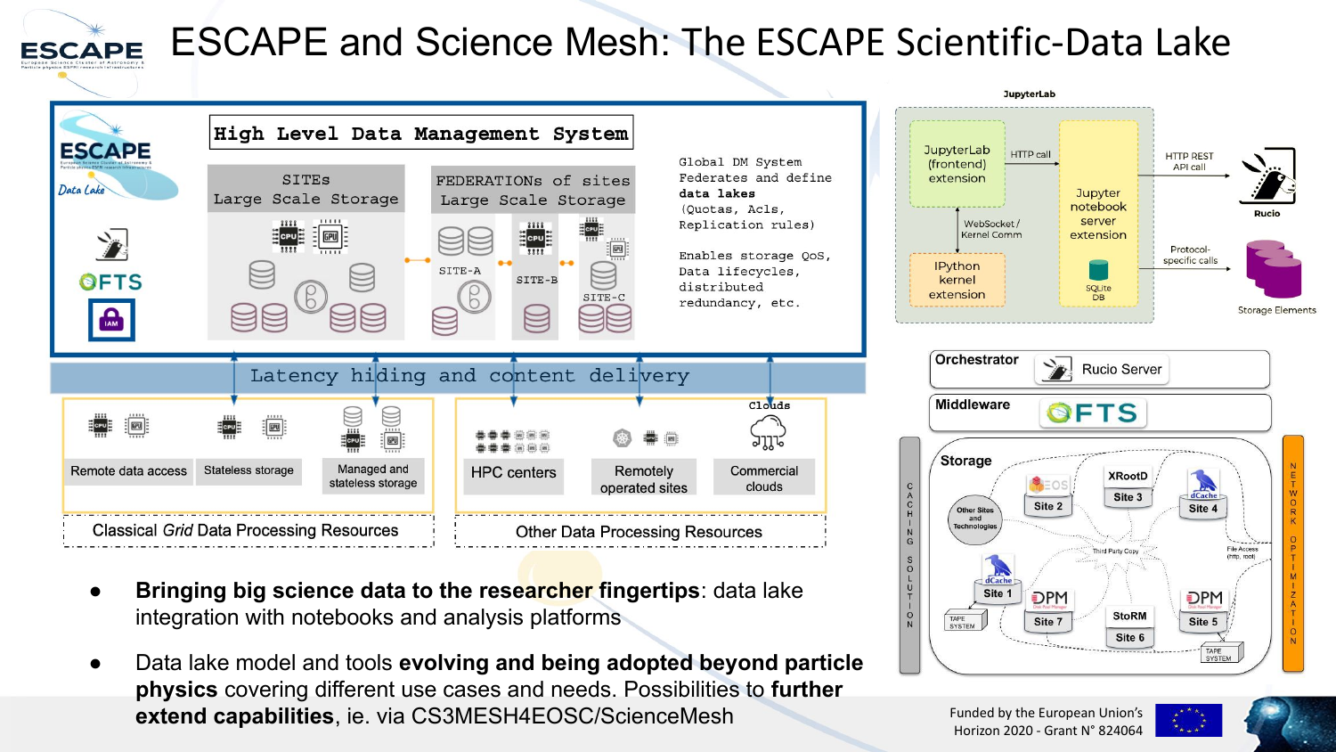# ESCAPE and Science Mesh: The ESCAPE Scientific-Data Lake

**High Level Data Management System**

SITEs Large Scale Storage

FEDERATIONs of sites Large Scale Storage

SITE-A SITE-B SITE-C

Global DM System Federates and define **data lakes** (Quotas, Acls, Replication rules)

Enables storage QoS, Data lifecycles, distributed redundancy, etc.

Latency hiding and content delivery

Remote data access | Stateless storage | Managed and stateless storage

Classical *Grid* Data Processing Resources

HPC centers | Remotely operated sites | Commercial clouds

Other Data Processing Resources

JupyterLab

JupyterLab (frontend) extension — HTTP call — Jupyter notebook server extension — HTTP REST API call — Rucio

WebSocket / Kernel Comm — IPython kernel extension

SQLite DB

Protocol-specific calls — Storage Elements

Orchestrator: Rucio Server

Middleware: FTS

Storage: Site 1 – Site 7, Other Sites and Technologies, Third Party Copy, File Access (http, root), TAPE SYSTEM

CACHING SOLUTION

NETWORK OPTIMIZATION

- **Bringing big science data to the researcher fingertips**: data lake integration with notebooks and analysis platforms
- Data lake model and tools **evolving and being adopted beyond particle physics** covering different use cases and needs. Possibilities to **further extend capabilities**, ie. via CS3MESH4EOSC/ScienceMesh

Funded by the European Union's Horizon 2020 - Grant N° 824064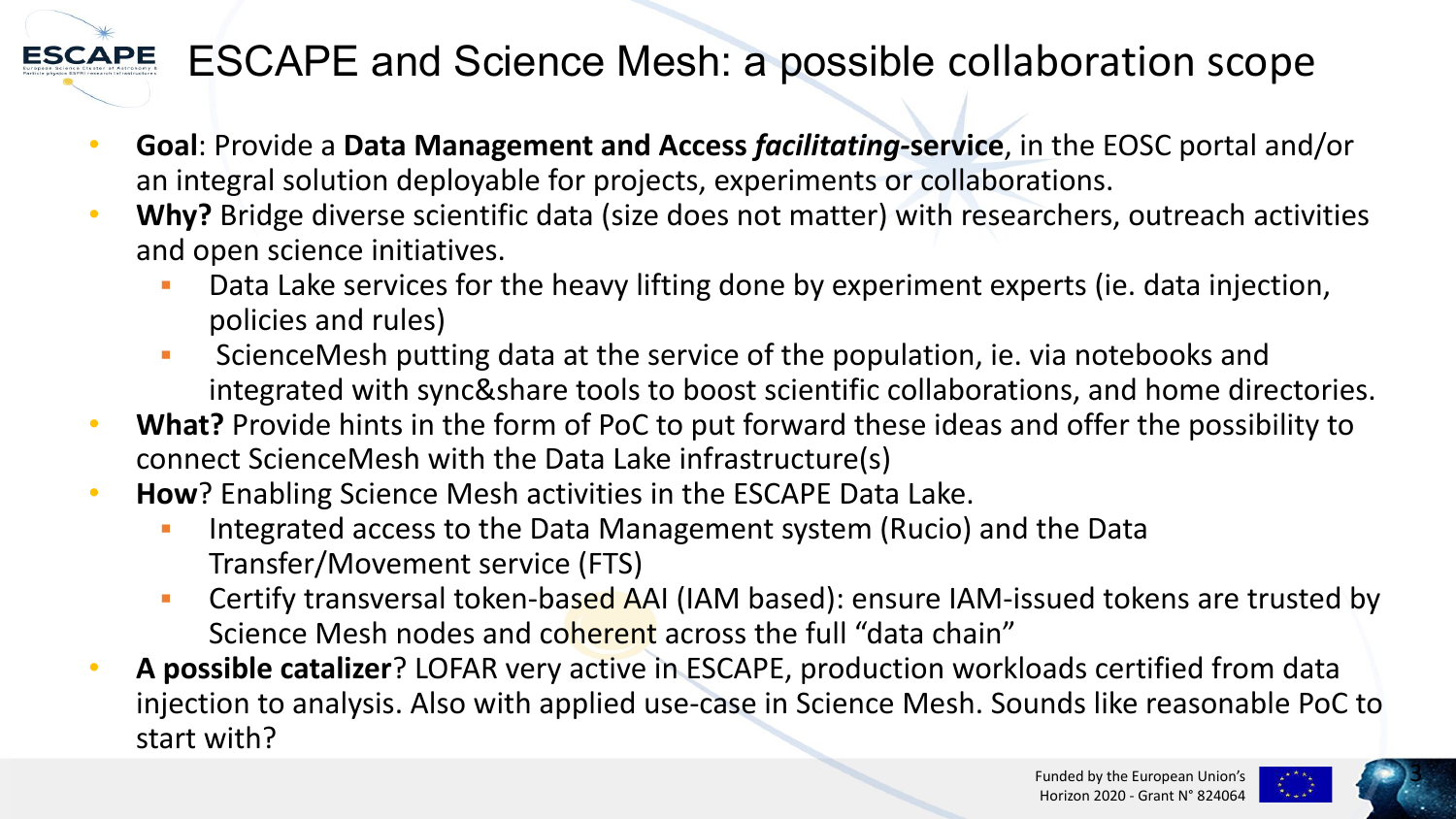# ESCAPE and Science Mesh: a possible collaboration scope

- **Goal**: Provide a **Data Management and Access *facilitating*-service**, in the EOSC portal and/or an integral solution deployable for projects, experiments or collaborations.
- **Why?** Bridge diverse scientific data (size does not matter) with researchers, outreach activities and open science initiatives.
  - Data Lake services for the heavy lifting done by experiment experts (ie. data injection, policies and rules)
  - ScienceMesh putting data at the service of the population, ie. via notebooks and integrated with sync&share tools to boost scientific collaborations, and home directories.
- **What?** Provide hints in the form of PoC to put forward these ideas and offer the possibility to connect ScienceMesh with the Data Lake infrastructure(s)
- **How**? Enabling Science Mesh activities in the ESCAPE Data Lake.
  - Integrated access to the Data Management system (Rucio) and the Data Transfer/Movement service (FTS)
  - Certify transversal token-based AAI (IAM based): ensure IAM-issued tokens are trusted by Science Mesh nodes and coherent across the full "data chain"
- **A possible catalizer**? LOFAR very active in ESCAPE, production workloads certified from data injection to analysis. Also with applied use-case in Science Mesh. Sounds like reasonable PoC to start with?

Funded by the European Union's Horizon 2020 - Grant N° 824064